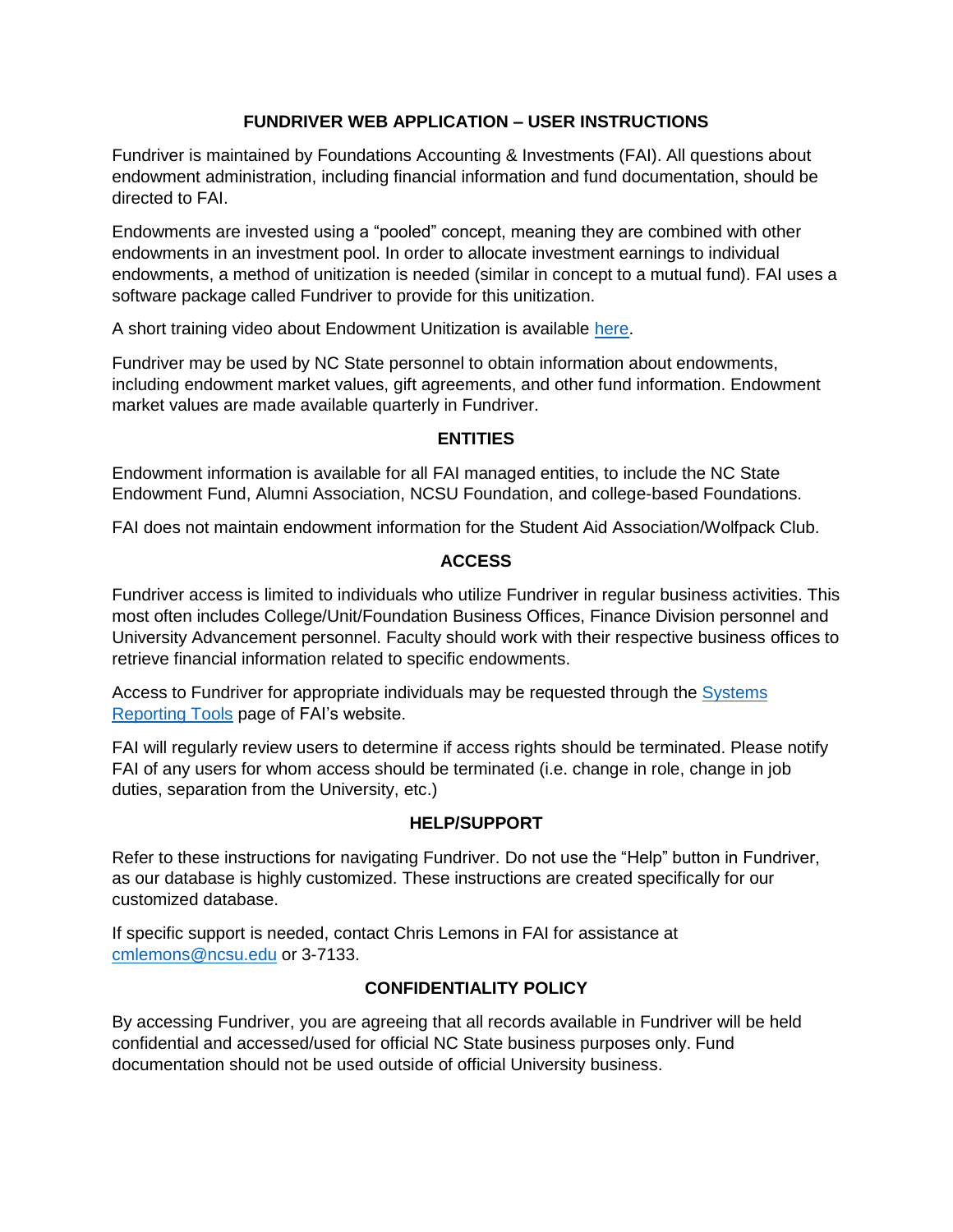# FUNDRIVER WEB APPLICATION – USER INSTRUCTIONS

Fundriver is maintained by Foundations Accounting & Investments (FAI). All questions about endowment administration, including financial information and fund documentation, should be directed to FAI.

Endowments are invested using a "pooled" concept, meaning they are combined with other endowments in an investment pool. In order to allocate investment earnings to individual endowments, a method of unitization is needed (similar in concept to a mutual fund). FAI uses a software package called Fundriver to provide for this unitization.

A short training video about Endowment Unitization is available here.

Fundriver may be used by NC State personnel to obtain information about endowments, including endowment market values, gift agreements, and other fund information. Endowment market values are made available quarterly in Fundriver.

## ENTITIES

Endowment information is available for all FAI managed entities, to include the NC State Endowment Fund, Alumni Association, NCSU Foundation, and college-based Foundations.

FAI does not maintain endowment information for the Student Aid Association/Wolfpack Club.

## ACCESS

Fundriver access is limited to individuals who utilize Fundriver in regular business activities. This most often includes College/Unit/Foundation Business Offices, Finance Division personnel and University Advancement personnel. Faculty should work with their respective business offices to retrieve financial information related to specific endowments.

Access to Fundriver for appropriate individuals may be requested through the Systems Reporting Tools page of FAI's website.

FAI will regularly review users to determine if access rights should be terminated. Please notify FAI of any users for whom access should be terminated (i.e. change in role, change in job duties, separation from the University, etc.)

## HELP/SUPPORT

Refer to these instructions for navigating Fundriver. Do not use the "Help" button in Fundriver, as our database is highly customized. These instructions are created specifically for our customized database.

If specific support is needed, contact Chris Lemons in FAI for assistance at cmlemons@ncsu.edu or 3-7133.

## CONFIDENTIALITY POLICY

By accessing Fundriver, you are agreeing that all records available in Fundriver will be held confidential and accessed/used for official NC State business purposes only. Fund documentation should not be used outside of official University business.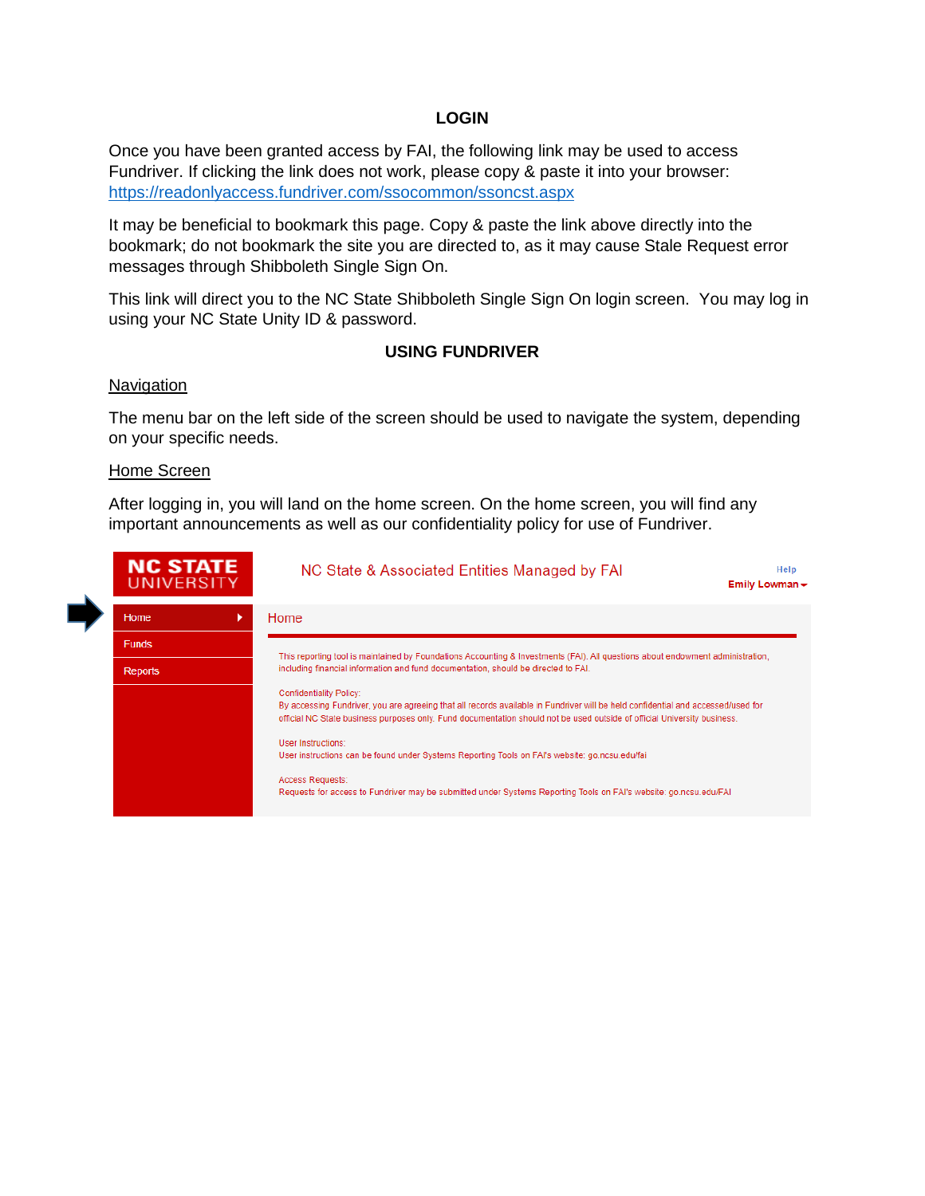## LOGIN

Once you have been granted access by FAI, the following link may be used to access Fundriver. If clicking the link does not work, please copy & paste it into your browser: https://readonlyaccess.fundriver.com/ssocommon/ssoncst.aspx

It may be beneficial to bookmark this page. Copy & paste the link above directly into the bookmark; do not bookmark the site you are directed to, as it may cause Stale Request error messages through Shibboleth Single Sign On.

This link will direct you to the NC State Shibboleth Single Sign On login screen. You may log in using your NC State Unity ID & password.

## USING FUNDRIVER

### Navigation

The menu bar on the left side of the screen should be used to navigate the system, depending on your specific needs.

### Home Screen

After logging in, you will land on the home screen. On the home screen, you will find any important announcements as well as our confidentiality policy for use of Fundriver.

NC STATE UNIVERSITY

NC State & Associated Entities Managed by FAI

Help
Emily Lowman

- Home
- Funds
- Reports

Home

This reporting tool is maintained by Foundations Accounting & Investments (FAI). All questions about endowment administration, including financial information and fund documentation, should be directed to FAI.

Confidentiality Policy:
By accessing Fundriver, you are agreeing that all records available in Fundriver will be held confidential and accessed/used for official NC State business purposes only. Fund documentation should not be used outside of official University business.

User Instructions:
User instructions can be found under Systems Reporting Tools on FAI's website: go.ncsu.edu/fai

Access Requests:
Requests for access to Fundriver may be submitted under Systems Reporting Tools on FAI's website: go.ncsu.edu/FAI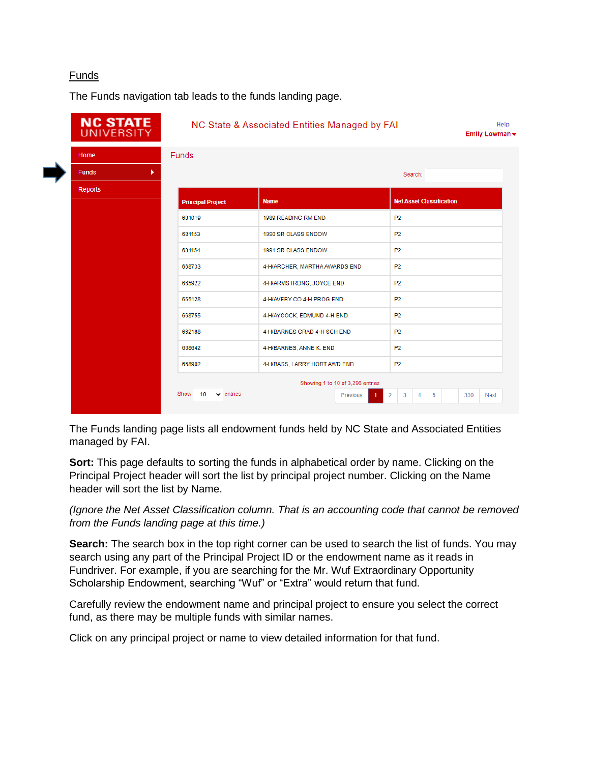## Funds

The Funds navigation tab leads to the funds landing page.

NC STATE UNIVERSITY — NC State & Associated Entities Managed by FAI — Help — Emily Lowman

- Home
- Funds
- Reports

Funds

Search:

| Principal Project | Name | Net Asset Classification |
|---|---|---|
| 681019 | 1989 READING RM END | P2 |
| 681153 | 1990 SR CLASS ENDOW | P2 |
| 681154 | 1991 SR CLASS ENDOW | P2 |
| 668733 | 4-H/ARCHER, MARTHA AWARDS END | P2 |
| 665922 | 4-H/ARMSTRONG, JOYCE END | P2 |
| 665128 | 4-H/AVERY CO 4-H PROG END | P2 |
| 668755 | 4-H/AYCOCK, EDMUND 4-H END | P2 |
| 662188 | 4-H/BARNES GRAD 4-H SCH END | P2 |
| 668642 | 4-H/BARNES, ANNE K. END | P2 |
| 668902 | 4-H/BASS, LARRY HORT AWD END | P2 |

Showing 1 to 10 of 3,296 entries

Show 10 entries — Previous 1 2 3 4 5 ... 330 Next

The Funds landing page lists all endowment funds held by NC State and Associated Entities managed by FAI.

**Sort:** This page defaults to sorting the funds in alphabetical order by name. Clicking on the Principal Project header will sort the list by principal project number. Clicking on the Name header will sort the list by Name.

*(Ignore the Net Asset Classification column. That is an accounting code that cannot be removed from the Funds landing page at this time.)*

**Search:** The search box in the top right corner can be used to search the list of funds. You may search using any part of the Principal Project ID or the endowment name as it reads in Fundriver. For example, if you are searching for the Mr. Wuf Extraordinary Opportunity Scholarship Endowment, searching "Wuf" or "Extra" would return that fund.

Carefully review the endowment name and principal project to ensure you select the correct fund, as there may be multiple funds with similar names.

Click on any principal project or name to view detailed information for that fund.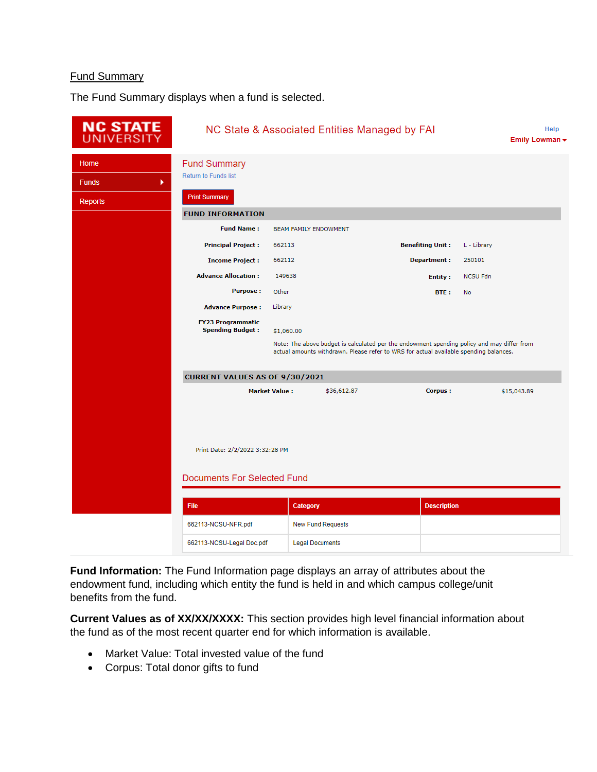## Fund Summary

The Fund Summary displays when a fund is selected.

NC STATE UNIVERSITY

NC State & Associated Entities Managed by FAI

Help

Emily Lowman

- Home
- Funds
- Reports

Fund Summary

Return to Funds list

Print Summary

**FUND INFORMATION**

| | | | |
|---|---|---|---|
| **Fund Name :** | BEAM FAMILY ENDOWMENT | | |
| **Principal Project :** | 662113 | **Benefiting Unit :** | L - Library |
| **Income Project :** | 662112 | **Department :** | 250101 |
| **Advance Allocation :** | 149638 | **Entity :** | NCSU Fdn |
| **Purpose :** | Other | **BTE :** | No |
| **Advance Purpose :** | Library | | |
| **FY23 Programmatic Spending Budget :** | $1,060.00 | | |

Note: The above budget is calculated per the endowment spending policy and may differ from actual amounts withdrawn. Please refer to WRS for actual available spending balances.

**CURRENT VALUES AS OF 9/30/2021**

| | | | |
|---|---|---|---|
| **Market Value :** | $36,612.87 | **Corpus :** | $15,043.89 |

Print Date: 2/2/2022 3:32:28 PM

Documents For Selected Fund

| File | Category | Description |
|---|---|---|
| 662113-NCSU-NFR.pdf | New Fund Requests | |
| 662113-NCSU-Legal Doc.pdf | Legal Documents | |

**Fund Information:** The Fund Information page displays an array of attributes about the endowment fund, including which entity the fund is held in and which campus college/unit benefits from the fund.

**Current Values as of XX/XX/XXXX:** This section provides high level financial information about the fund as of the most recent quarter end for which information is available.

- Market Value: Total invested value of the fund
- Corpus: Total donor gifts to fund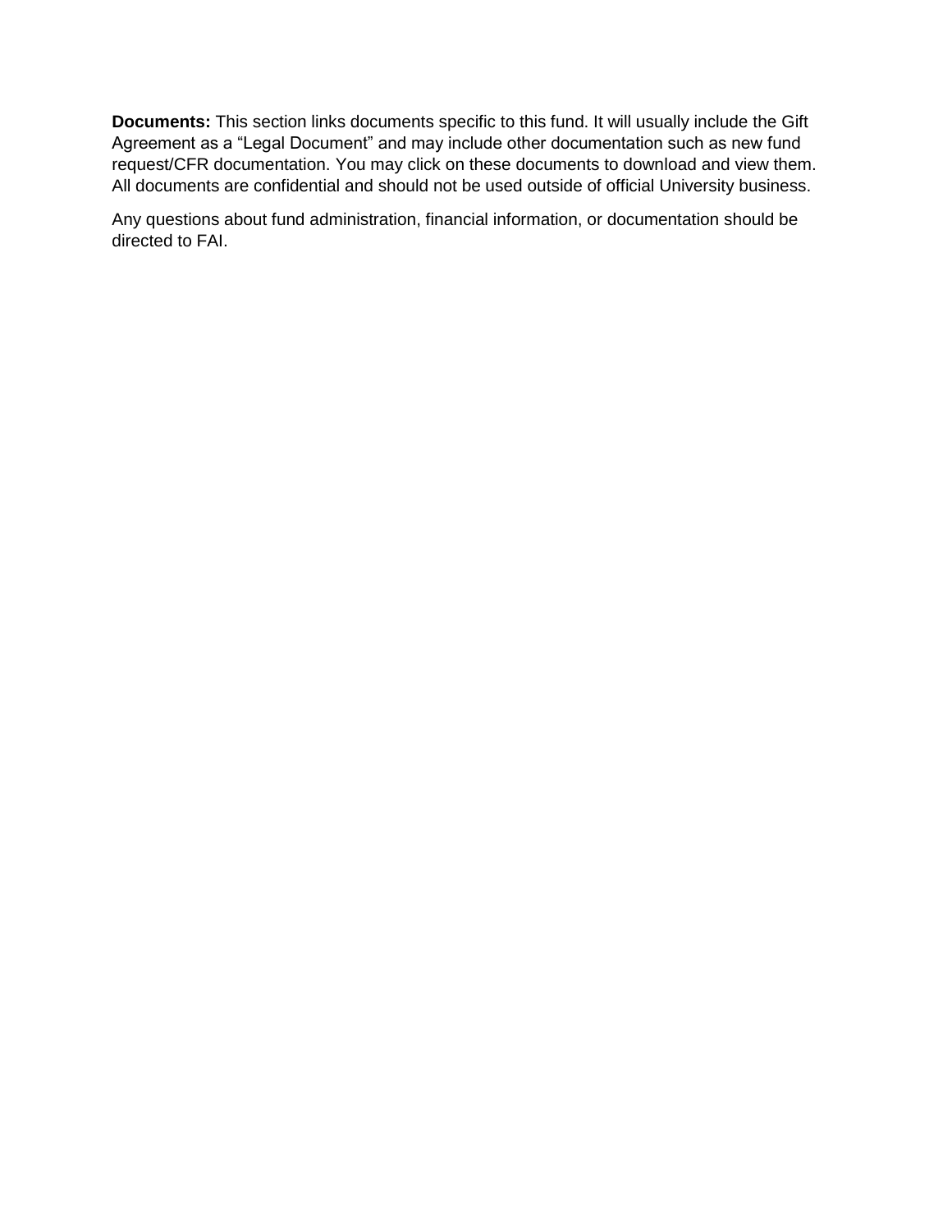**Documents:** This section links documents specific to this fund. It will usually include the Gift Agreement as a “Legal Document” and may include other documentation such as new fund request/CFR documentation. You may click on these documents to download and view them. All documents are confidential and should not be used outside of official University business.

Any questions about fund administration, financial information, or documentation should be directed to FAI.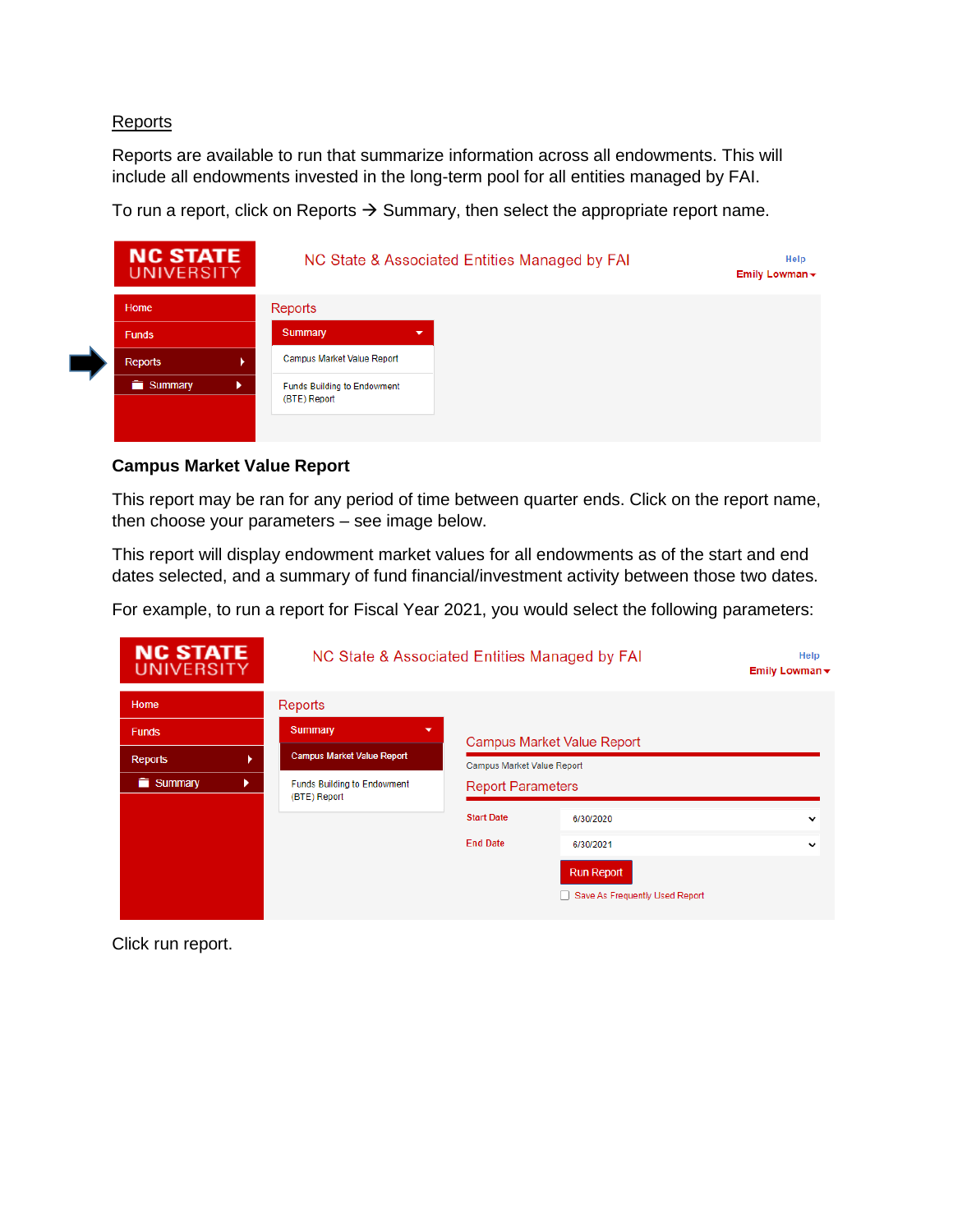## Reports

Reports are available to run that summarize information across all endowments. This will include all endowments invested in the long-term pool for all entities managed by FAI.

To run a report, click on Reports → Summary, then select the appropriate report name.

### Campus Market Value Report

This report may be ran for any period of time between quarter ends. Click on the report name, then choose your parameters – see image below.

This report will display endowment market values for all endowments as of the start and end dates selected, and a summary of fund financial/investment activity between those two dates.

For example, to run a report for Fiscal Year 2021, you would select the following parameters:

Click run report.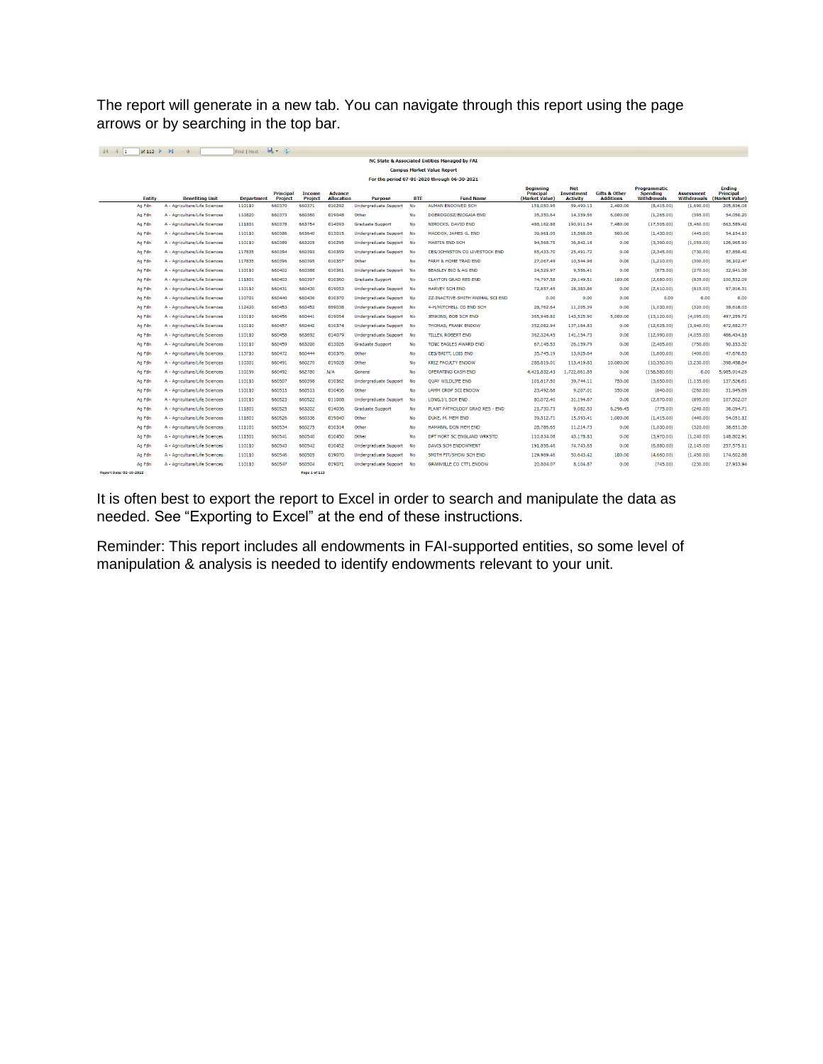The report will generate in a new tab. You can navigate through this report using the page arrows or by searching in the top bar.

NC State & Associated Entities Managed by FAI

Campus Market Value Report

For the period 07-01-2020 through 06-30-2021

| Entity | Benefiting Unit | Department | Principal Project | Income Project | Advance Allocation | Purpose | BTE | Fund Name | Beginning Principal (Market Value) | Net Investment Activity | Gifts & Other Additions | Programmatic Spending Withdrawals | Assessment Withdrawals | Ending Principal (Market Value) |
|---|---|---|---|---|---|---|---|---|---|---|---|---|---|---|
| Ag Fdn | A - Agriculture/Life Sciences | 110110 | 660370 | 660371 | 010292 | Undergraduate Support | No | AUMAN ENDOWED SCH | 151,050.95 | 59,490.13 | 2,400.00 | (5,415.00) | (1,690.00) | 205,836.08 |
| Ag Fdn | A - Agriculture/Life Sciences | 110820 | 660373 | 660380 | 019048 | Other | No | DOBROGOSZ/BIOGAIA END | 35,350.64 | 14,359.56 | 6,000.00 | (1,265.00) | (395.00) | 54,050.20 |
| Ag Fdn | A - Agriculture/Life Sciences | 111801 | 660378 | 663754 | 014093 | Graduate Support | No | NIMOCKS, DAVID END | 488,162.88 | 190,911.54 | 7,480.00 | (17,505.00) | (5,460.00) | 663,589.42 |
| Ag Fdn | A - Agriculture/Life Sciences | 110110 | 660386 | 663640 | 013015 | Undergraduate Support | No | MADDOX, JAMES G. END | 39,961.05 | 15,568.05 | 500.00 | (1,430.00) | (445.00) | 54,154.10 |
| Ag Fdn | A - Agriculture/Life Sciences | 110110 | 660389 | 663205 | 010295 | Undergraduate Support | No | MARTIN END SCH | 94,568.75 | 36,842.18 | 0.00 | (3,390.00) | (1,055.00) | 126,965.93 |
| Ag Fdn | A - Agriculture/Life Sciences | 117835 | 660394 | 660393 | 010359 | Undergraduate Support | No | CES/JOHNSTON CO LIVESTOCK END | 65,433.70 | 25,491.72 | 0.00 | (2,345.00) | (730.00) | 87,850.42 |
| Ag Fdn | A - Agriculture/Life Sciences | 117835 | 660396 | 660395 | 010357 | Other | No | FARM & HOME TRAD END | 27,067.49 | 10,544.98 | 0.00 | (1,210.00) | (300.00) | 36,102.47 |
| Ag Fdn | A - Agriculture/Life Sciences | 110110 | 660402 | 660388 | 010361 | Undergraduate Support | No | BEASLEY BIO & AG END | 24,529.97 | 9,556.41 | 0.00 | (875.00) | (270.00) | 32,941.38 |
| Ag Fdn | A - Agriculture/Life Sciences | 111801 | 660403 | 660397 | 010360 | Graduate Support | No | CLAYTON GRAD RES END | 74,797.58 | 29,149.51 | 100.00 | (2,680.00) | (835.00) | 100,532.09 |
| Ag Fdn | A - Agriculture/Life Sciences | 110110 | 660431 | 660430 | 019053 | Undergraduate Support | No | HARVEY SCH END | 72,857.45 | 28,383.86 | 0.00 | (2,610.00) | (815.00) | 97,816.31 |
| Ag Fdn | A - Agriculture/Life Sciences | 110701 | 660440 | 660436 | 010370 | Undergraduate Support | No | ZZ-INACTIVE-SMITH ANIMAL SCI END | 0.00 | 0.00 | 0.00 | 0.00 | 0.00 | 0.00 |
| Ag Fdn | A - Agriculture/Life Sciences | 112420 | 660453 | 660452 | 069038 | Undergraduate Support | No | 4-H/MITCHELL CO END SCH | 28,762.64 | 11,205.39 | 0.00 | (1,030.00) | (320.00) | 38,618.03 |
| Ag Fdn | A - Agriculture/Life Sciences | 110110 | 660456 | 660441 | 019054 | Undergraduate Support | No | JENKINS, BOB SCH END | 365,948.82 | 143,525.90 | 5,000.00 | (13,120.00) | (4,095.00) | 497,259.72 |
| Ag Fdn | A - Agriculture/Life Sciences | 110110 | 660457 | 660442 | 010374 | Undergraduate Support | No | THOMAS, FRANK ENDOW | 352,082.94 | 137,164.83 | 0.00 | (12,625.00) | (3,940.00) | 472,682.77 |
| Ag Fdn | A - Agriculture/Life Sciences | 110110 | 660458 | 663692 | 014079 | Undergraduate Support | No | TILLEY, ROBERT END | 362,324.45 | 141,154.73 | 0.00 | (12,990.00) | (4,055.00) | 486,434.18 |
| Ag Fdn | A - Agriculture/Life Sciences | 110110 | 660459 | 663200 | 013026 | Graduate Support | No | TCNC EAGLES AWARD END | 67,148.53 | 26,159.79 | 0.00 | (2,405.00) | (750.00) | 90,153.32 |
| Ag Fdn | A - Agriculture/Life Sciences | 113710 | 660472 | 660444 | 010376 | Other | No | CES/BRITT, LOIS END | 35,745.19 | 13,925.64 | 0.00 | (1,600.00) | (400.00) | 47,670.83 |
| Ag Fdn | A - Agriculture/Life Sciences | 110301 | 660491 | 660270 | 019028 | Other | No | KRIZ FACULTY ENDOW | 288,619.01 | 113,419.83 | 10,000.00 | (10,350.00) | (3,230.00) | 398,458.84 |
| Ag Fdn | A - Agriculture/Life Sciences | 110199 | 660492 | 662780 | N/A | General | No | OPERATING CASH END | 4,421,832.43 | 1,722,661.85 | 0.00 | (158,580.00) | 0.00 | 5,985,914.28 |
| Ag Fdn | A - Agriculture/Life Sciences | 110110 | 660507 | 660398 | 010362 | Undergraduate Support | No | QUAY WILDLIFE END | 101,817.50 | 39,744.11 | 750.00 | (3,650.00) | (1,135.00) | 137,526.61 |
| Ag Fdn | A - Agriculture/Life Sciences | 110110 | 660515 | 660513 | 010436 | Other | No | LAMM CROP SCI ENDOW | 23,492.68 | 9,207.01 | 350.00 | (840.00) | (260.00) | 31,949.69 |
| Ag Fdn | A - Agriculture/Life Sciences | 110110 | 660523 | 660522 | 011008 | Undergraduate Support | No | LONG,J/L SCH END | 80,072.40 | 31,194.67 | 0.00 | (2,870.00) | (895.00) | 107,502.07 |
| Ag Fdn | A - Agriculture/Life Sciences | 111801 | 660525 | 663202 | 014036 | Graduate Support | No | PLANT PATHOLOGY GRAD RES - END | 21,730.73 | 9,082.53 | 6,296.45 | (775.00) | (240.00) | 36,094.71 |
| Ag Fdn | A - Agriculture/Life Sciences | 111801 | 660526 | 660336 | 019040 | Other | No | DUKE, M. MEM END | 39,512.71 | 15,393.41 | 1,000.00 | (1,415.00) | (440.00) | 54,051.12 |
| Ag Fdn | A - Agriculture/Life Sciences | 111101 | 660534 | 660275 | 010314 | Other | No | HAMANN, DON MEM END | 28,786.65 | 11,214.73 | 0.00 | (1,030.00) | (320.00) | 38,651.38 |
| Ag Fdn | A - Agriculture/Life Sciences | 111501 | 660541 | 660540 | 010450 | Other | No | DPT HORT SC ENGLAND WRKSTD | 110,834.08 | 43,178.83 | 0.00 | (3,970.00) | (1,240.00) | 148,802.91 |
| Ag Fdn | A - Agriculture/Life Sciences | 110110 | 660543 | 660542 | 010452 | Undergraduate Support | No | DAVIS SCH ENDOWMENT | 191,856.46 | 74,743.65 | 0.00 | (6,880.00) | (2,145.00) | 257,575.11 |
| Ag Fdn | A - Agriculture/Life Sciences | 110110 | 660546 | 660505 | 019070 | Undergraduate Support | No | SMITH FIT/SHOW SCH END | 129,969.46 | 50,643.42 | 100.00 | (4,660.00) | (1,450.00) | 174,602.88 |
| Ag Fdn | A - Agriculture/Life Sciences | 110110 | 660547 | 660504 | 019071 | Undergraduate Support | No | GRANVILLE CO CTTL ENDOW | 20,804.07 | 8,104.87 | 0.00 | (745.00) | (230.00) | 27,933.94 |

Report Date: 02-10-2022

It is often best to export the report to Excel in order to search and manipulate the data as needed. See "Exporting to Excel" at the end of these instructions.

Reminder: This report includes all endowments in FAI-supported entities, so some level of manipulation & analysis is needed to identify endowments relevant to your unit.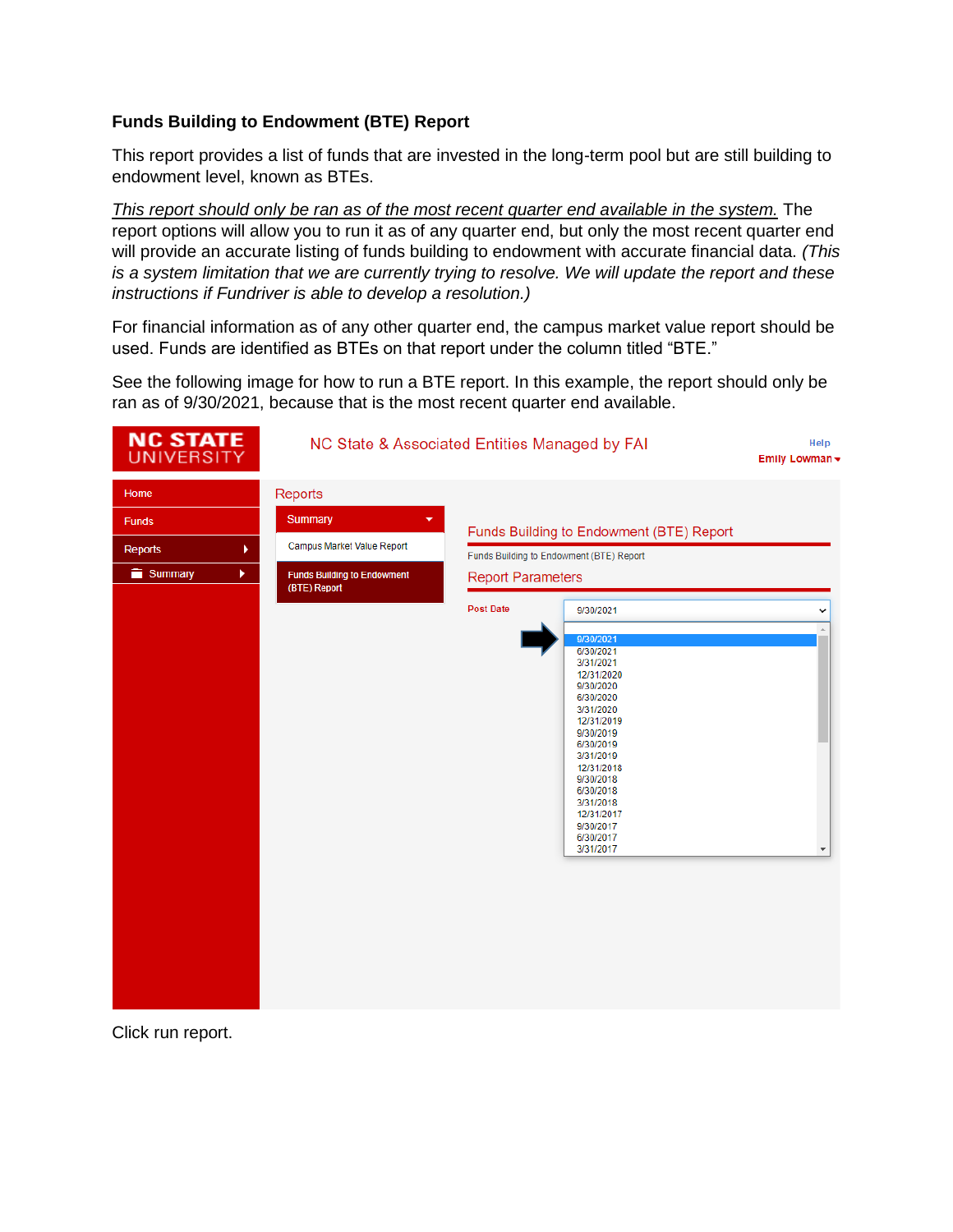**Funds Building to Endowment (BTE) Report**

This report provides a list of funds that are invested in the long-term pool but are still building to endowment level, known as BTEs.

*This report should only be ran as of the most recent quarter end available in the system.* The report options will allow you to run it as of any quarter end, but only the most recent quarter end will provide an accurate listing of funds building to endowment with accurate financial data. *(This is a system limitation that we are currently trying to resolve. We will update the report and these instructions if Fundriver is able to develop a resolution.)*

For financial information as of any other quarter end, the campus market value report should be used. Funds are identified as BTEs on that report under the column titled "BTE."

See the following image for how to run a BTE report. In this example, the report should only be ran as of 9/30/2021, because that is the most recent quarter end available.

Click run report.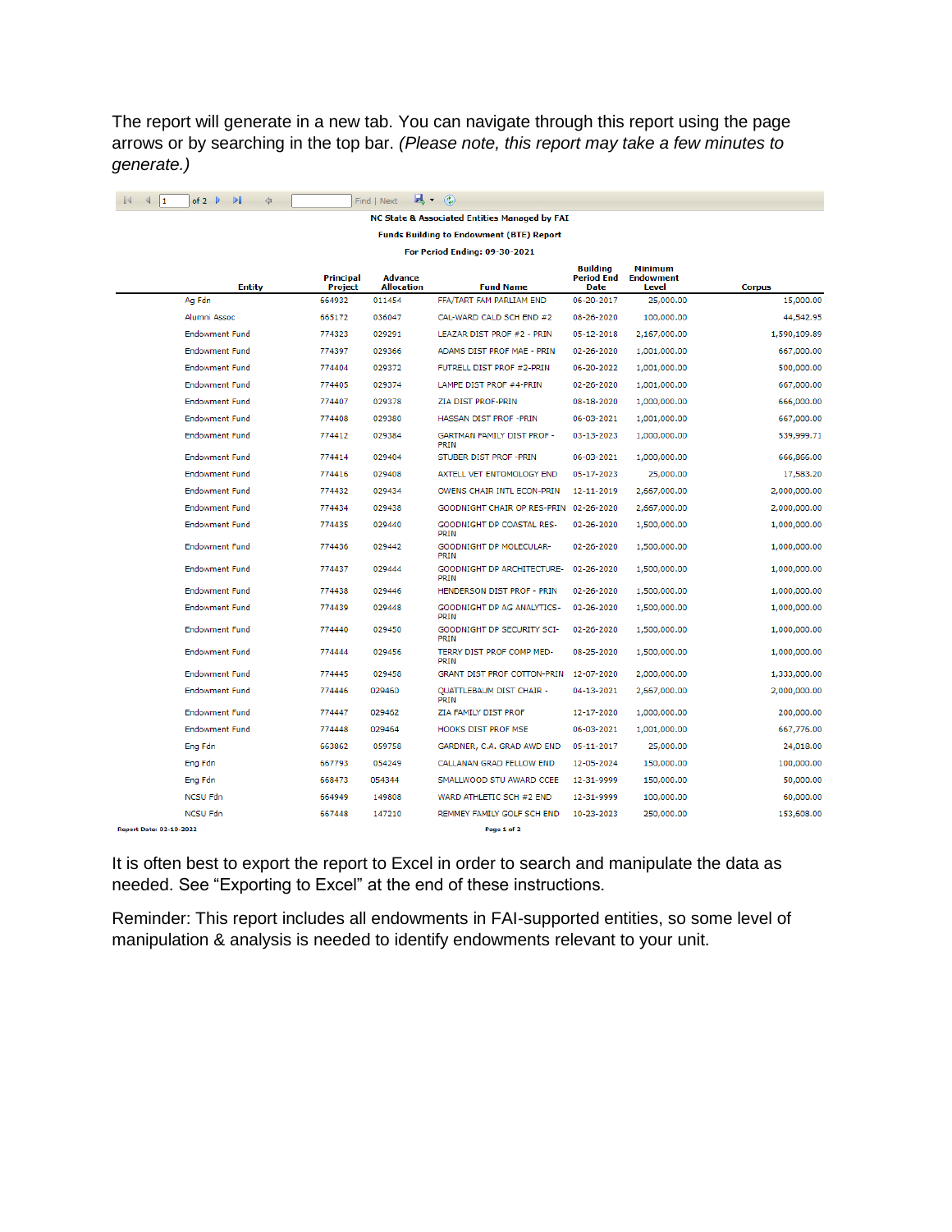The report will generate in a new tab. You can navigate through this report using the page arrows or by searching in the top bar. *(Please note, this report may take a few minutes to generate.)*

**NC State & Associated Entities Managed by FAI**

**Funds Building to Endowment (BTE) Report**

**For Period Ending: 09-30-2021**

| Entity | Principal Project | Advance Allocation | Fund Name | Building Period End Date | Minimum Endowment Level | Corpus |
|---|---|---|---|---|---|---|
| Ag Fdn | 664932 | 011454 | FFA/TART FAM PARLIAM END | 06-20-2017 | 25,000.00 | 15,000.00 |
| Alumni Assoc | 665172 | 036047 | CAL-WARD CALD SCH END #2 | 08-26-2020 | 100,000.00 | 44,542.95 |
| Endowment Fund | 774323 | 029291 | LEAZAR DIST PROF #2 - PRIN | 05-12-2018 | 2,167,000.00 | 1,590,109.89 |
| Endowment Fund | 774397 | 029366 | ADAMS DIST PROF MAE - PRIN | 02-26-2020 | 1,001,000.00 | 667,000.00 |
| Endowment Fund | 774404 | 029372 | FUTRELL DIST PROF #2-PRIN | 06-20-2022 | 1,001,000.00 | 500,000.00 |
| Endowment Fund | 774405 | 029374 | LAMPE DIST PROF #4-PRIN | 02-26-2020 | 1,001,000.00 | 667,000.00 |
| Endowment Fund | 774407 | 029378 | ZIA DIST PROF-PRIN | 08-18-2020 | 1,000,000.00 | 666,000.00 |
| Endowment Fund | 774408 | 029380 | HASSAN DIST PROF -PRIN | 06-03-2021 | 1,001,000.00 | 667,000.00 |
| Endowment Fund | 774412 | 029384 | GARTMAN FAMILY DIST PROF - PRIN | 03-13-2023 | 1,000,000.00 | 539,999.71 |
| Endowment Fund | 774414 | 029404 | STUBER DIST PROF -PRIN | 06-03-2021 | 1,000,000.00 | 666,866.00 |
| Endowment Fund | 774416 | 029408 | AXTELL VET ENTOMOLOGY END | 05-17-2023 | 25,000.00 | 17,583.20 |
| Endowment Fund | 774432 | 029434 | OWENS CHAIR INTL ECON-PRIN | 12-11-2019 | 2,667,000.00 | 2,000,000.00 |
| Endowment Fund | 774434 | 029438 | GOODNIGHT CHAIR OP RES-PRIN | 02-26-2020 | 2,667,000.00 | 2,000,000.00 |
| Endowment Fund | 774435 | 029440 | GOODNIGHT DP COASTAL RES-PRIN | 02-26-2020 | 1,500,000.00 | 1,000,000.00 |
| Endowment Fund | 774436 | 029442 | GOODNIGHT DP MOLECULAR-PRIN | 02-26-2020 | 1,500,000.00 | 1,000,000.00 |
| Endowment Fund | 774437 | 029444 | GOODNIGHT DP ARCHITECTURE-PRIN | 02-26-2020 | 1,500,000.00 | 1,000,000.00 |
| Endowment Fund | 774438 | 029446 | HENDERSON DIST PROF - PRIN | 02-26-2020 | 1,500,000.00 | 1,000,000.00 |
| Endowment Fund | 774439 | 029448 | GOODNIGHT DP AG ANALYTICS-PRIN | 02-26-2020 | 1,500,000.00 | 1,000,000.00 |
| Endowment Fund | 774440 | 029450 | GOODNIGHT DP SECURITY SCI-PRIN | 02-26-2020 | 1,500,000.00 | 1,000,000.00 |
| Endowment Fund | 774444 | 029456 | TERRY DIST PROF COMP MED-PRIN | 08-25-2020 | 1,500,000.00 | 1,000,000.00 |
| Endowment Fund | 774445 | 029458 | GRANT DIST PROF COTTON-PRIN | 12-07-2020 | 2,000,000.00 | 1,333,000.00 |
| Endowment Fund | 774446 | 029460 | QUATTLEBAUM DIST CHAIR - PRIN | 04-13-2021 | 2,667,000.00 | 2,000,000.00 |
| Endowment Fund | 774447 | 029462 | ZIA FAMILY DIST PROF | 12-17-2020 | 1,000,000.00 | 200,000.00 |
| Endowment Fund | 774448 | 029464 | HOOKS DIST PROF MSE | 06-03-2021 | 1,001,000.00 | 667,776.00 |
| Eng Fdn | 663862 | 059758 | GARDNER, C.A. GRAD AWD END | 05-11-2017 | 25,000.00 | 24,018.00 |
| Eng Fdn | 667793 | 054249 | CALLANAN GRAD FELLOW END | 12-05-2024 | 150,000.00 | 100,000.00 |
| Eng Fdn | 668473 | 054344 | SMALLWOOD STU AWARD CCEE | 12-31-9999 | 150,000.00 | 50,000.00 |
| NCSU Fdn | 664949 | 149808 | WARD ATHLETIC SCH #2 END | 12-31-9999 | 100,000.00 | 60,000.00 |
| NCSU Fdn | 667448 | 147210 | REMMEY FAMILY GOLF SCH END | 10-23-2023 | 250,000.00 | 153,608.00 |

Report Date: 02-10-2022

It is often best to export the report to Excel in order to search and manipulate the data as needed. See "Exporting to Excel" at the end of these instructions.

Reminder: This report includes all endowments in FAI-supported entities, so some level of manipulation & analysis is needed to identify endowments relevant to your unit.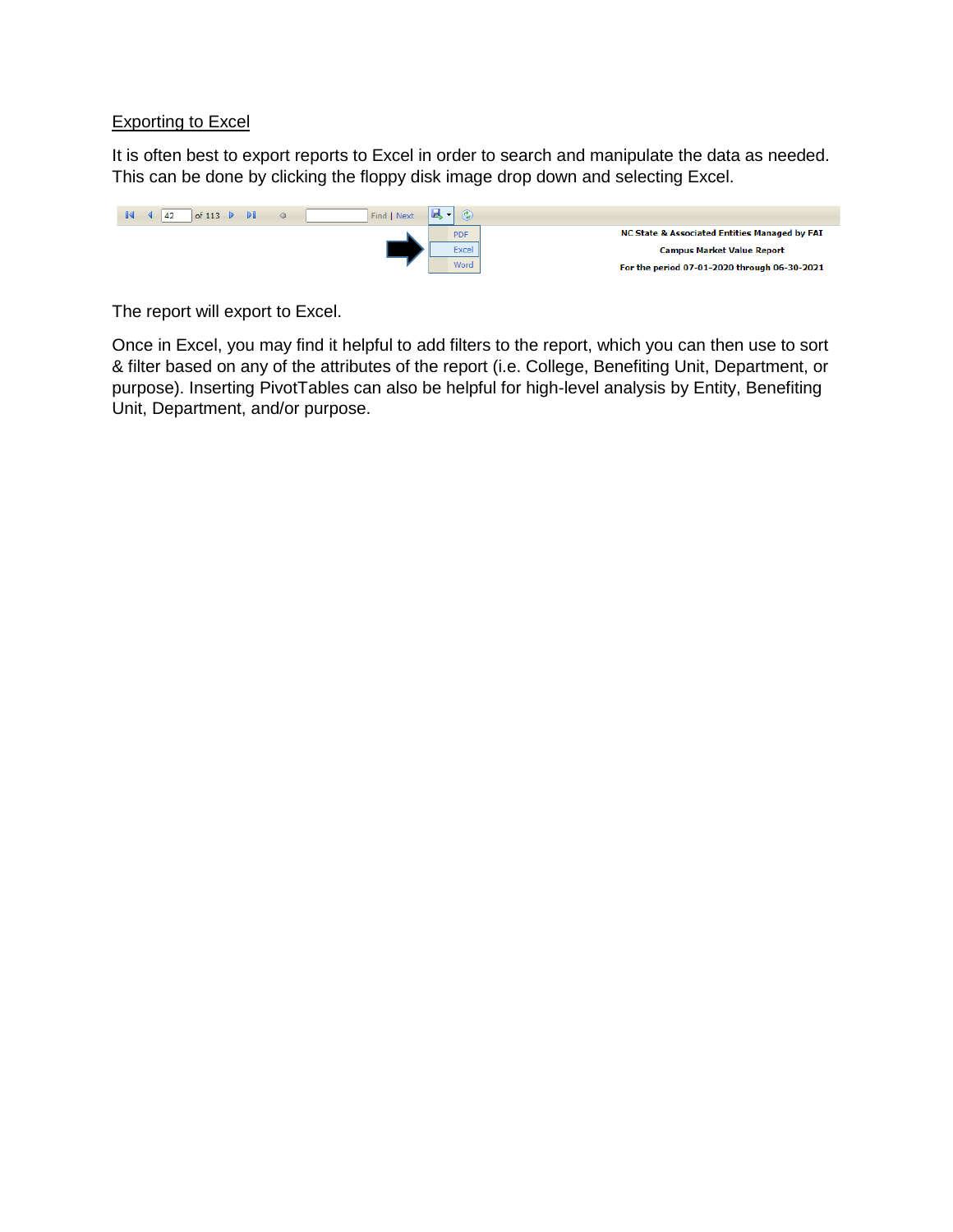Exporting to Excel

It is often best to export reports to Excel in order to search and manipulate the data as needed. This can be done by clicking the floppy disk image drop down and selecting Excel.

42 of 113 Find | Next

PDF
Excel
Word

NC State & Associated Entities Managed by FAI
Campus Market Value Report
For the period 07-01-2020 through 06-30-2021

The report will export to Excel.

Once in Excel, you may find it helpful to add filters to the report, which you can then use to sort & filter based on any of the attributes of the report (i.e. College, Benefiting Unit, Department, or purpose). Inserting PivotTables can also be helpful for high-level analysis by Entity, Benefiting Unit, Department, and/or purpose.